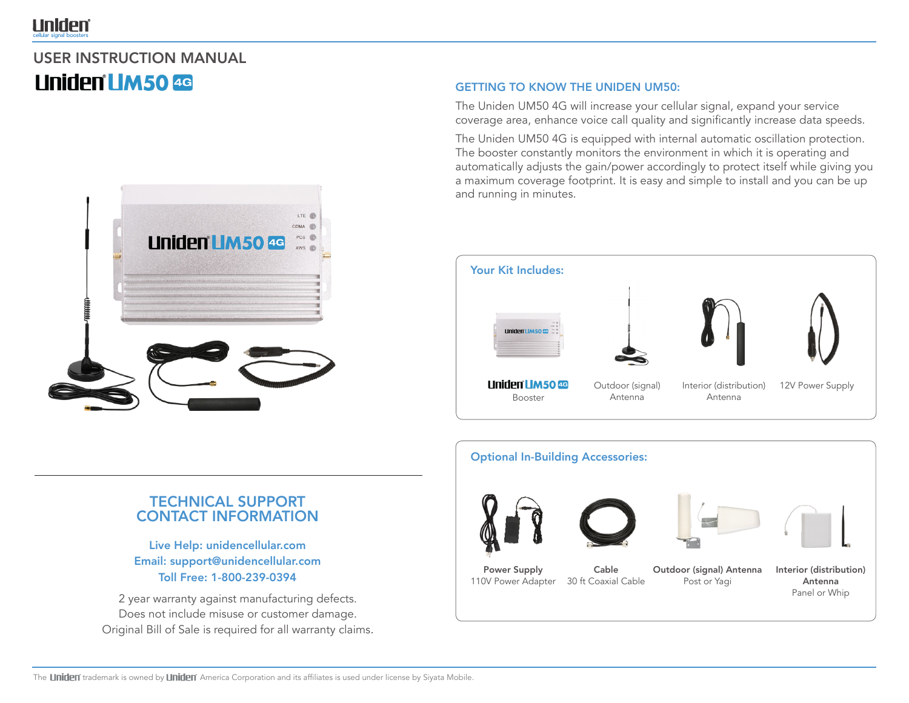# USER INSTRUCTION MANUAL

## Uniden UM50 4G

### TECHNICAL SUPPORT CONTACT INFORMATION

**Live Help: unidencellular.com**
**Email: support@unidencellular.com**
**Toll Free: 1-800-239-0394**

2 year warranty against manufacturing defects.
Does not include misuse or customer damage.
Original Bill of Sale is required for all warranty claims.

### GETTING TO KNOW THE UNIDEN UM50:

The Uniden UM50 4G will increase your cellular signal, expand your service coverage area, enhance voice call quality and significantly increase data speeds.

The Uniden UM50 4G is equipped with internal automatic oscillation protection. The booster constantly monitors the environment in which it is operating and automatically adjusts the gain/power accordingly to protect itself while giving you a maximum coverage footprint. It is easy and simple to install and you can be up and running in minutes.

### Your Kit Includes:

- Uniden UM50 4G Booster
- Outdoor (signal) Antenna
- Interior (distribution) Antenna
- 12V Power Supply

### Optional In-Building Accessories:

- **Power Supply** – 110V Power Adapter
- **Cable** – 30 ft Coaxial Cable
- **Outdoor (signal) Antenna** – Post or Yagi
- **Interior (distribution) Antenna** – Panel or Whip

The Uniden trademark is owned by Uniden America Corporation and its affiliates is used under license by Siyata Mobile.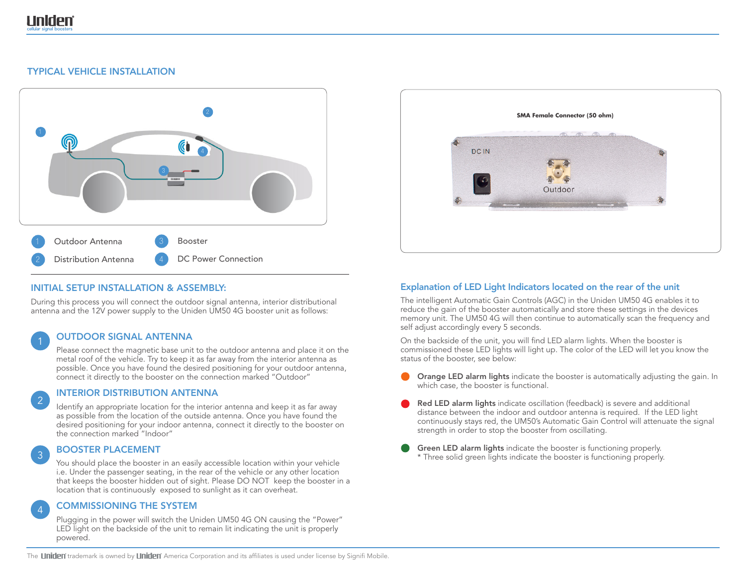## TYPICAL VEHICLE INSTALLATION

1 Outdoor Antenna
2 Distribution Antenna
3 Booster
4 DC Power Connection

SMA Female Connector (50 ohm)

DC IN

Outdoor

## INITIAL SETUP INSTALLATION & ASSEMBLY:

During this process you will connect the outdoor signal antenna, interior distributional antenna and the 12V power supply to the Uniden UM50 4G booster unit as follows:

### 1 OUTDOOR SIGNAL ANTENNA

Please connect the magnetic base unit to the outdoor antenna and place it on the metal roof of the vehicle. Try to keep it as far away from the interior antenna as possible. Once you have found the desired positioning for your outdoor antenna, connect it directly to the booster on the connection marked "Outdoor"

### 2 INTERIOR DISTRIBUTION ANTENNA

Identify an appropriate location for the interior antenna and keep it as far away as possible from the location of the outside antenna. Once you have found the desired positioning for your indoor antenna, connect it directly to the booster on the connection marked "Indoor"

### 3 BOOSTER PLACEMENT

You should place the booster in an easily accessible location within your vehicle i.e. Under the passenger seating, in the rear of the vehicle or any other location that keeps the booster hidden out of sight. Please DO NOT keep the booster in a location that is continuously exposed to sunlight as it can overheat.

### 4 COMMISSIONING THE SYSTEM

Plugging in the power will switch the Uniden UM50 4G ON causing the "Power" LED light on the backside of the unit to remain lit indicating the unit is properly powered.

## Explanation of LED Light Indicators located on the rear of the unit

The intelligent Automatic Gain Controls (AGC) in the Uniden UM50 4G enables it to reduce the gain of the booster automatically and store these settings in the devices memory unit. The UM50 4G will then continue to automatically scan the frequency and self adjust accordingly every 5 seconds.

On the backside of the unit, you will find LED alarm lights. When the booster is commissioned these LED lights will light up. The color of the LED will let you know the status of the booster, see below:

- **Orange LED alarm lights** indicate the booster is automatically adjusting the gain. In which case, the booster is functional.
- **Red LED alarm lights** indicate oscillation (feedback) is severe and additional distance between the indoor and outdoor antenna is required. If the LED light continuously stays red, the UM50's Automatic Gain Control will attenuate the signal strength in order to stop the booster from oscillating.
- **Green LED alarm lights** indicate the booster is functioning properly.
  * Three solid green lights indicate the booster is functioning properly.

The Uniden trademark is owned by Uniden America Corporation and its affiliates is used under license by Signifi Mobile.